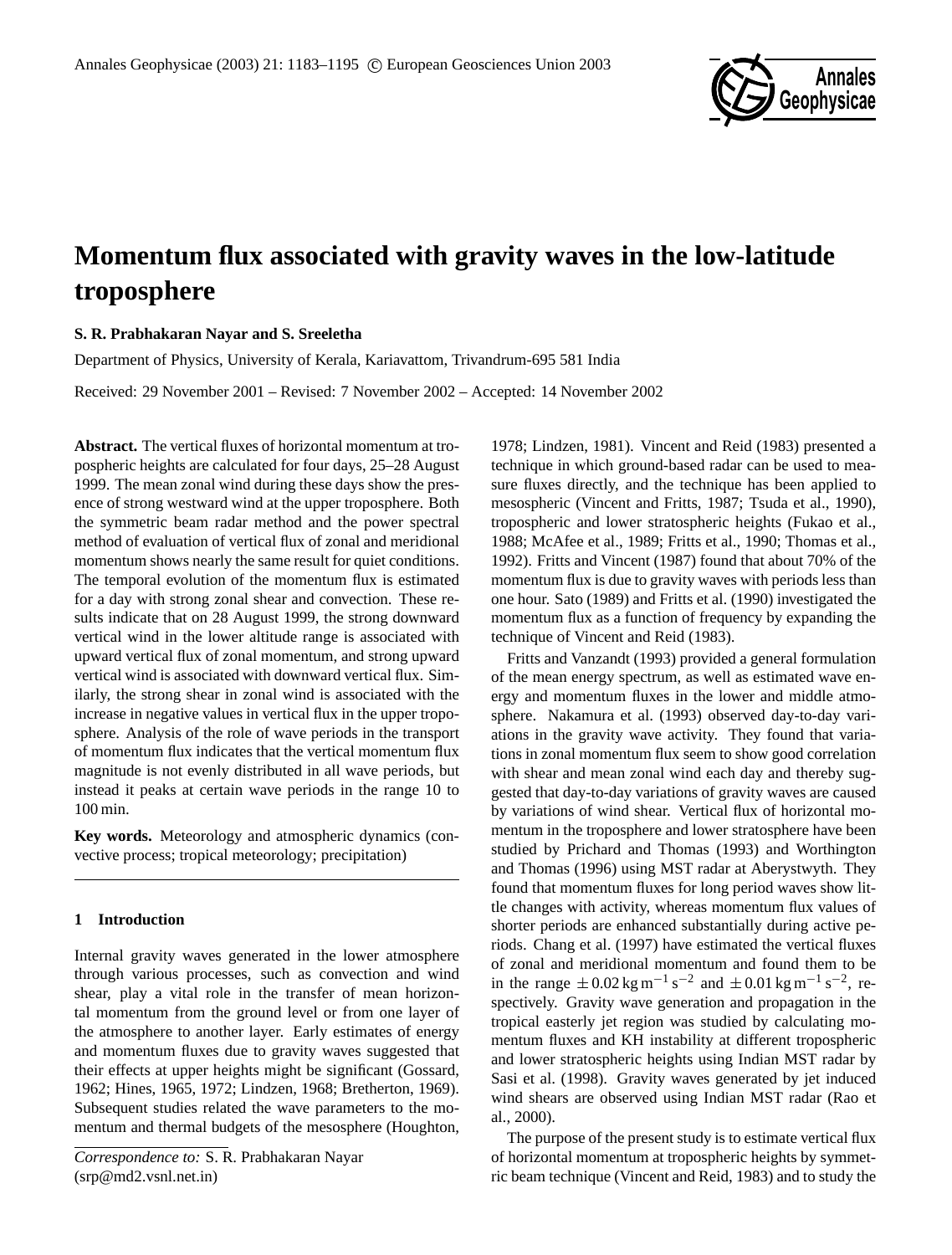# Momentum flux associated with gravity waves in the low-latitude troposphere

**S. R. Prabhakaran Nayar and S. Sreeletha**

Department of Physics, University of Kerala, Kariavattom, Trivandrum-695 581 India

Received: 29 November 2001 – Revised: 7 November 2002 – Accepted: 14 November 2002

**Abstract.** The vertical fluxes of horizontal momentum at tropospheric heights are calculated for four days, 25–28 August 1999. The mean zonal wind during these days show the presence of strong westward wind at the upper troposphere. Both the symmetric beam radar method and the power spectral method of evaluation of vertical flux of zonal and meridional momentum shows nearly the same result for quiet conditions. The temporal evolution of the momentum flux is estimated for a day with strong zonal shear and convection. These results indicate that on 28 August 1999, the strong downward vertical wind in the lower altitude range is associated with upward vertical flux of zonal momentum, and strong upward vertical wind is associated with downward vertical flux. Similarly, the strong shear in zonal wind is associated with the increase in negative values in vertical flux in the upper troposphere. Analysis of the role of wave periods in the transport of momentum flux indicates that the vertical momentum flux magnitude is not evenly distributed in all wave periods, but instead it peaks at certain wave periods in the range 10 to 100 min.

**Key words.** Meteorology and atmospheric dynamics (convective process; tropical meteorology; precipitation)

## 1 Introduction

Internal gravity waves generated in the lower atmosphere through various processes, such as convection and wind shear, play a vital role in the transfer of mean horizontal momentum from the ground level or from one layer of the atmosphere to another layer. Early estimates of energy and momentum fluxes due to gravity waves suggested that their effects at upper heights might be significant (Gossard, 1962; Hines, 1965, 1972; Lindzen, 1968; Bretherton, 1969). Subsequent studies related the wave parameters to the momentum and thermal budgets of the mesosphere (Houghton, 1978; Lindzen, 1981). Vincent and Reid (1983) presented a technique in which ground-based radar can be used to measure fluxes directly, and the technique has been applied to mesospheric (Vincent and Fritts, 1987; Tsuda et al., 1990), tropospheric and lower stratospheric heights (Fukao et al., 1988; McAfee et al., 1989; Fritts et al., 1990; Thomas et al., 1992). Fritts and Vincent (1987) found that about 70% of the momentum flux is due to gravity waves with periods less than one hour. Sato (1989) and Fritts et al. (1990) investigated the momentum flux as a function of frequency by expanding the technique of Vincent and Reid (1983).

Fritts and Vanzandt (1993) provided a general formulation of the mean energy spectrum, as well as estimated wave energy and momentum fluxes in the lower and middle atmosphere. Nakamura et al. (1993) observed day-to-day variations in the gravity wave activity. They found that variations in zonal momentum flux seem to show good correlation with shear and mean zonal wind each day and thereby suggested that day-to-day variations of gravity waves are caused by variations of wind shear. Vertical flux of horizontal momentum in the troposphere and lower stratosphere have been studied by Prichard and Thomas (1993) and Worthington and Thomas (1996) using MST radar at Aberystwyth. They found that momentum fluxes for long period waves show little changes with activity, whereas momentum flux values of shorter periods are enhanced substantially during active periods. Chang et al. (1997) have estimated the vertical fluxes of zonal and meridional momentum and found them to be in the range $\pm 0.02\,\mathrm{kg\,m^{-1}\,s^{-2}}$ and $\pm 0.01\,\mathrm{kg\,m^{-1}\,s^{-2}}$, respectively. Gravity wave generation and propagation in the tropical easterly jet region was studied by calculating momentum fluxes and KH instability at different tropospheric and lower stratospheric heights using Indian MST radar by Sasi et al. (1998). Gravity waves generated by jet induced wind shears are observed using Indian MST radar (Rao et al., 2000).

The purpose of the present study is to estimate vertical flux of horizontal momentum at tropospheric heights by symmetric beam technique (Vincent and Reid, 1983) and to study the

*Correspondence to:* S. R. Prabhakaran Nayar (srp@md2.vsnl.net.in)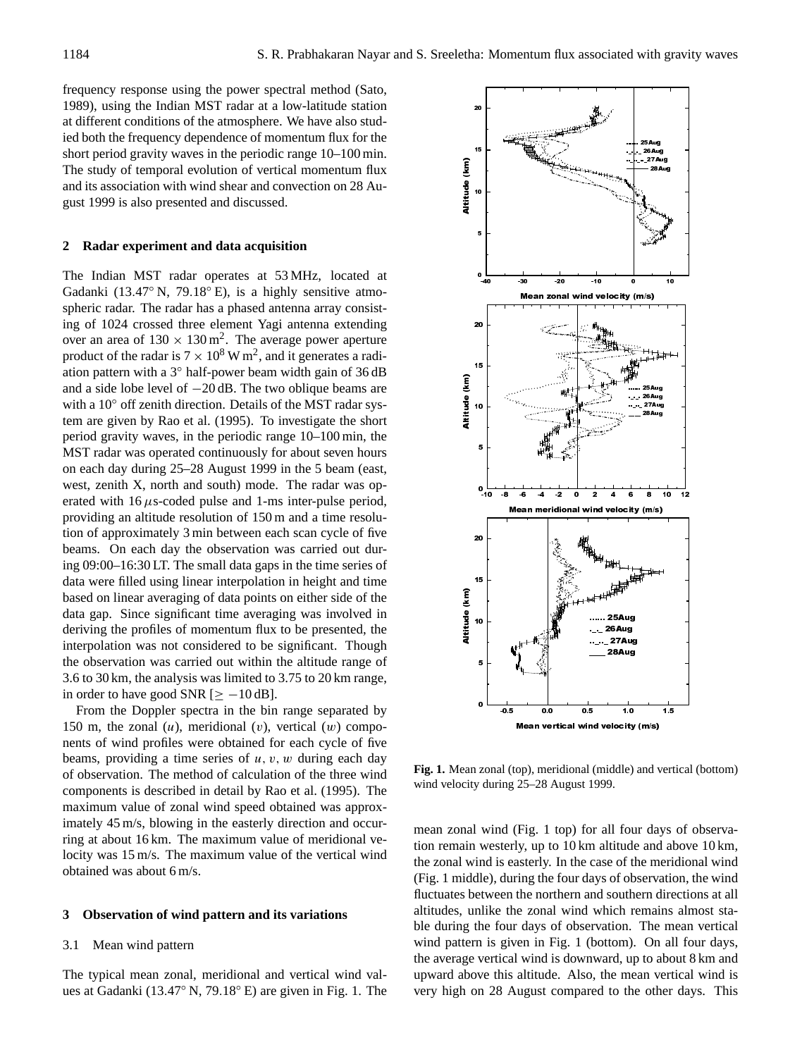frequency response using the power spectral method (Sato, 1989), using the Indian MST radar at a low-latitude station at different conditions of the atmosphere. We have also studied both the frequency dependence of momentum flux for the short period gravity waves in the periodic range 10–100 min. The study of temporal evolution of vertical momentum flux and its association with wind shear and convection on 28 August 1999 is also presented and discussed.

## 2 Radar experiment and data acquisition

The Indian MST radar operates at 53 MHz, located at Gadanki (13.47° N, 79.18° E), is a highly sensitive atmospheric radar. The radar has a phased antenna array consisting of 1024 crossed three element Yagi antenna extending over an area of $130 \times 130\,\mathrm{m}^2$. The average power aperture product of the radar is $7 \times 10^8\,\mathrm{W\,m}^2$, and it generates a radiation pattern with a 3° half-power beam width gain of 36 dB and a side lobe level of $-20$ dB. The two oblique beams are with a 10° off zenith direction. Details of the MST radar system are given by Rao et al. (1995). To investigate the short period gravity waves, in the periodic range 10–100 min, the MST radar was operated continuously for about seven hours on each day during 25–28 August 1999 in the 5 beam (east, west, zenith X, north and south) mode. The radar was operated with 16 $\mu$s-coded pulse and 1-ms inter-pulse period, providing an altitude resolution of 150 m and a time resolution of approximately 3 min between each scan cycle of five beams. On each day the observation was carried out during 09:00–16:30 LT. The small data gaps in the time series of data were filled using linear interpolation in height and time based on linear averaging of data points on either side of the data gap. Since significant time averaging was involved in deriving the profiles of momentum flux to be presented, the interpolation was not considered to be significant. Though the observation was carried out within the altitude range of 3.6 to 30 km, the analysis was limited to 3.75 to 20 km range, in order to have good SNR [$\geq -10$ dB].

From the Doppler spectra in the bin range separated by 150 m, the zonal ($u$), meridional ($v$), vertical ($w$) components of wind profiles were obtained for each cycle of five beams, providing a time series of $u$, $v$, $w$ during each day of observation. The method of calculation of the three wind components is described in detail by Rao et al. (1995). The maximum value of zonal wind speed obtained was approximately 45 m/s, blowing in the easterly direction and occurring at about 16 km. The maximum value of meridional velocity was 15 m/s. The maximum value of the vertical wind obtained was about 6 m/s.

## 3 Observation of wind pattern and its variations

### 3.1 Mean wind pattern

The typical mean zonal, meridional and vertical wind values at Gadanki (13.47° N, 79.18° E) are given in Fig. 1. The mean zonal wind (Fig. 1 top) for all four days of observation remain westerly, up to 10 km altitude and above 10 km, the zonal wind is easterly. In the case of the meridional wind (Fig. 1 middle), during the four days of observation, the wind fluctuates between the northern and southern directions at all altitudes, unlike the zonal wind which remains almost stable during the four days of observation. The mean vertical wind pattern is given in Fig. 1 (bottom). On all four days, the average vertical wind is downward, up to about 8 km and upward above this altitude. Also, the mean vertical wind is very high on 28 August compared to the other days. This

**Fig. 1.** Mean zonal (top), meridional (middle) and vertical (bottom) wind velocity during 25–28 August 1999.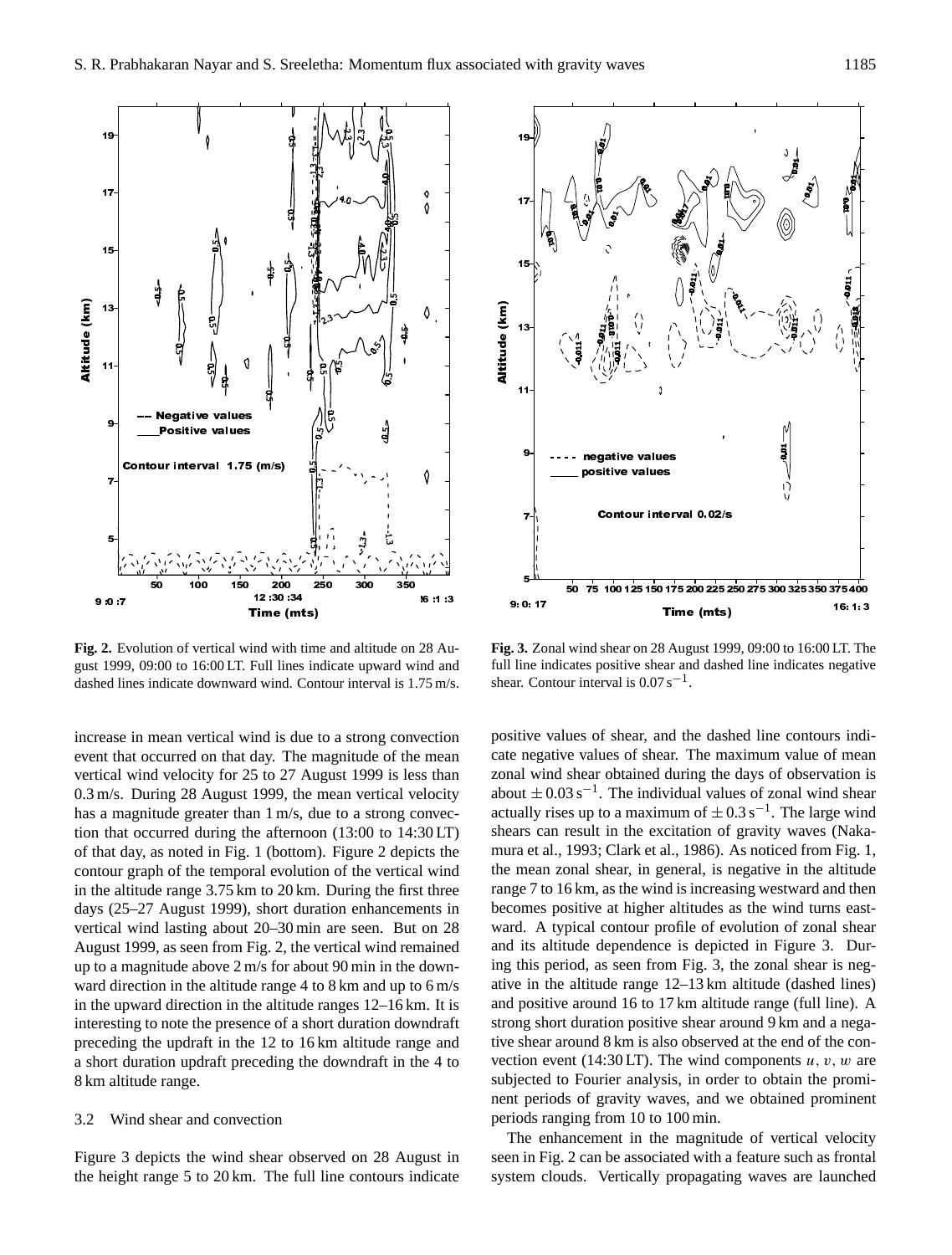**Fig. 2.** Evolution of vertical wind with time and altitude on 28 August 1999, 09:00 to 16:00 LT. Full lines indicate upward wind and dashed lines indicate downward wind. Contour interval is 1.75 m/s.

**Fig. 3.** Zonal wind shear on 28 August 1999, 09:00 to 16:00 LT. The full line indicates positive shear and dashed line indicates negative shear. Contour interval is $0.07\,\mathrm{s}^{-1}$.

increase in mean vertical wind is due to a strong convection event that occurred on that day. The magnitude of the mean vertical wind velocity for 25 to 27 August 1999 is less than 0.3 m/s. During 28 August 1999, the mean vertical velocity has a magnitude greater than 1 m/s, due to a strong convection that occurred during the afternoon (13:00 to 14:30 LT) of that day, as noted in Fig. 1 (bottom). Figure 2 depicts the contour graph of the temporal evolution of the vertical wind in the altitude range 3.75 km to 20 km. During the first three days (25–27 August 1999), short duration enhancements in vertical wind lasting about 20–30 min are seen. But on 28 August 1999, as seen from Fig. 2, the vertical wind remained up to a magnitude above 2 m/s for about 90 min in the downward direction in the altitude range 4 to 8 km and up to 6 m/s in the upward direction in the altitude ranges 12–16 km. It is interesting to note the presence of a short duration downdraft preceding the updraft in the 12 to 16 km altitude range and a short duration updraft preceding the downdraft in the 4 to 8 km altitude range.

### 3.2 Wind shear and convection

Figure 3 depicts the wind shear observed on 28 August in the height range 5 to 20 km. The full line contours indicate positive values of shear, and the dashed line contours indicate negative values of shear. The maximum value of mean zonal wind shear obtained during the days of observation is about $\pm\,0.03\,\mathrm{s}^{-1}$. The individual values of zonal wind shear actually rises up to a maximum of $\pm\,0.3\,\mathrm{s}^{-1}$. The large wind shears can result in the excitation of gravity waves (Nakamura et al., 1993; Clark et al., 1986). As noticed from Fig. 1, the mean zonal shear, in general, is negative in the altitude range 7 to 16 km, as the wind is increasing westward and then becomes positive at higher altitudes as the wind turns eastward. A typical contour profile of evolution of zonal shear and its altitude dependence is depicted in Figure 3. During this period, as seen from Fig. 3, the zonal shear is negative in the altitude range 12–13 km altitude (dashed lines) and positive around 16 to 17 km altitude range (full line). A strong short duration positive shear around 9 km and a negative shear around 8 km is also observed at the end of the convection event (14:30 LT). The wind components $u$, $v$, $w$ are subjected to Fourier analysis, in order to obtain the prominent periods of gravity waves, and we obtained prominent periods ranging from 10 to 100 min.

The enhancement in the magnitude of vertical velocity seen in Fig. 2 can be associated with a feature such as frontal system clouds. Vertically propagating waves are launched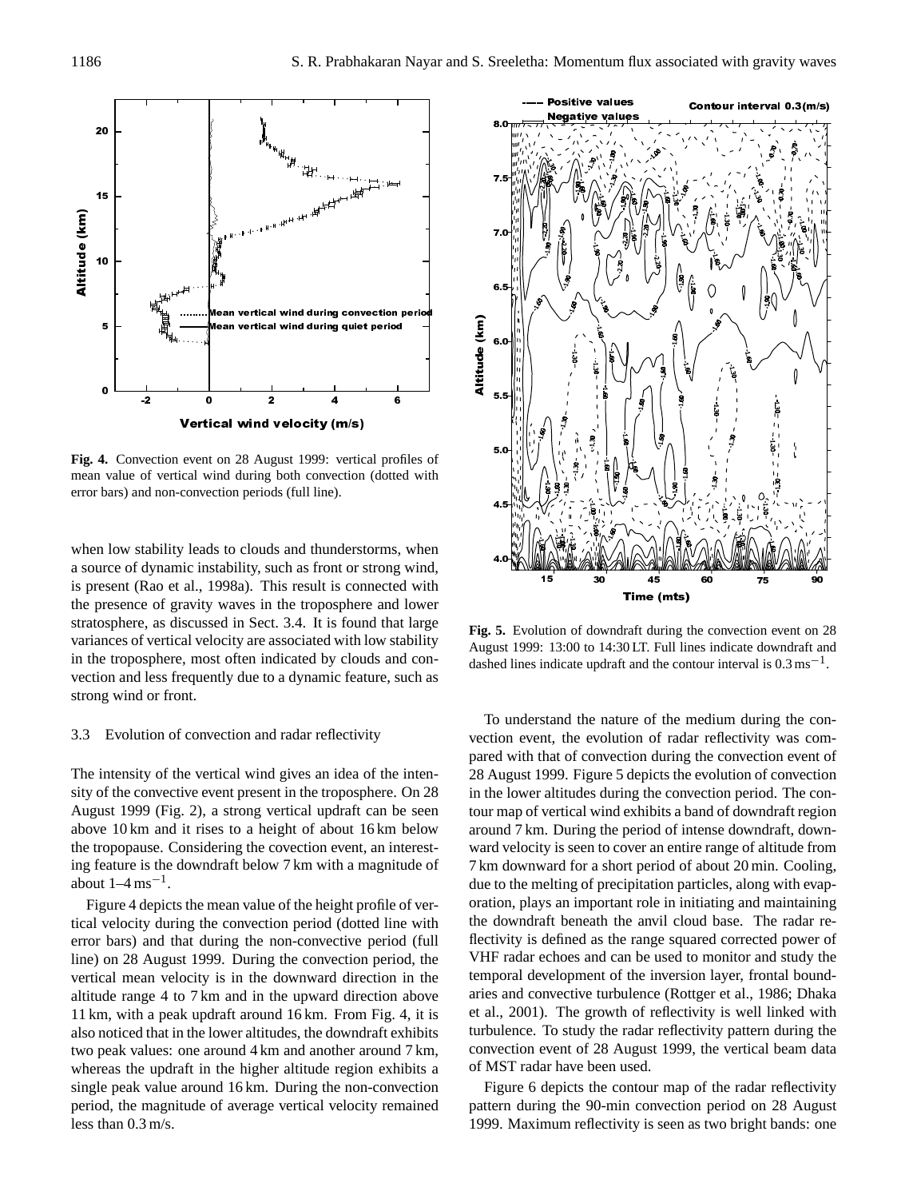**Fig. 4.** Convection event on 28 August 1999: vertical profiles of mean value of vertical wind during both convection (dotted with error bars) and non-convection periods (full line).

when low stability leads to clouds and thunderstorms, when a source of dynamic instability, such as front or strong wind, is present (Rao et al., 1998a). This result is connected with the presence of gravity waves in the troposphere and lower stratosphere, as discussed in Sect. 3.4. It is found that large variances of vertical velocity are associated with low stability in the troposphere, most often indicated by clouds and convection and less frequently due to a dynamic feature, such as strong wind or front.

### 3.3 Evolution of convection and radar reflectivity

The intensity of the vertical wind gives an idea of the intensity of the convective event present in the troposphere. On 28 August 1999 (Fig. 2), a strong vertical updraft can be seen above 10 km and it rises to a height of about 16 km below the tropopause. Considering the covection event, an interesting feature is the downdraft below 7 km with a magnitude of about 1–4 $\mathrm{ms^{-1}}$.

Figure 4 depicts the mean value of the height profile of vertical velocity during the convection period (dotted line with error bars) and that during the non-convective period (full line) on 28 August 1999. During the convection period, the vertical mean velocity is in the downward direction in the altitude range 4 to 7 km and in the upward direction above 11 km, with a peak updraft around 16 km. From Fig. 4, it is also noticed that in the lower altitudes, the downdraft exhibits two peak values: one around 4 km and another around 7 km, whereas the updraft in the higher altitude region exhibits a single peak value around 16 km. During the non-convection period, the magnitude of average vertical velocity remained less than 0.3 m/s.

**Fig. 5.** Evolution of downdraft during the convection event on 28 August 1999: 13:00 to 14:30 LT. Full lines indicate downdraft and dashed lines indicate updraft and the contour interval is 0.3 $\mathrm{ms^{-1}}$.

To understand the nature of the medium during the convection event, the evolution of radar reflectivity was compared with that of convection during the convection event of 28 August 1999. Figure 5 depicts the evolution of convection in the lower altitudes during the convection period. The contour map of vertical wind exhibits a band of downdraft region around 7 km. During the period of intense downdraft, downward velocity is seen to cover an entire range of altitude from 7 km downward for a short period of about 20 min. Cooling, due to the melting of precipitation particles, along with evaporation, plays an important role in initiating and maintaining the downdraft beneath the anvil cloud base. The radar reflectivity is defined as the range squared corrected power of VHF radar echoes and can be used to monitor and study the temporal development of the inversion layer, frontal boundaries and convective turbulence (Rottger et al., 1986; Dhaka et al., 2001). The growth of reflectivity is well linked with turbulence. To study the radar reflectivity pattern during the convection event of 28 August 1999, the vertical beam data of MST radar have been used.

Figure 6 depicts the contour map of the radar reflectivity pattern during the 90-min convection period on 28 August 1999. Maximum reflectivity is seen as two bright bands: one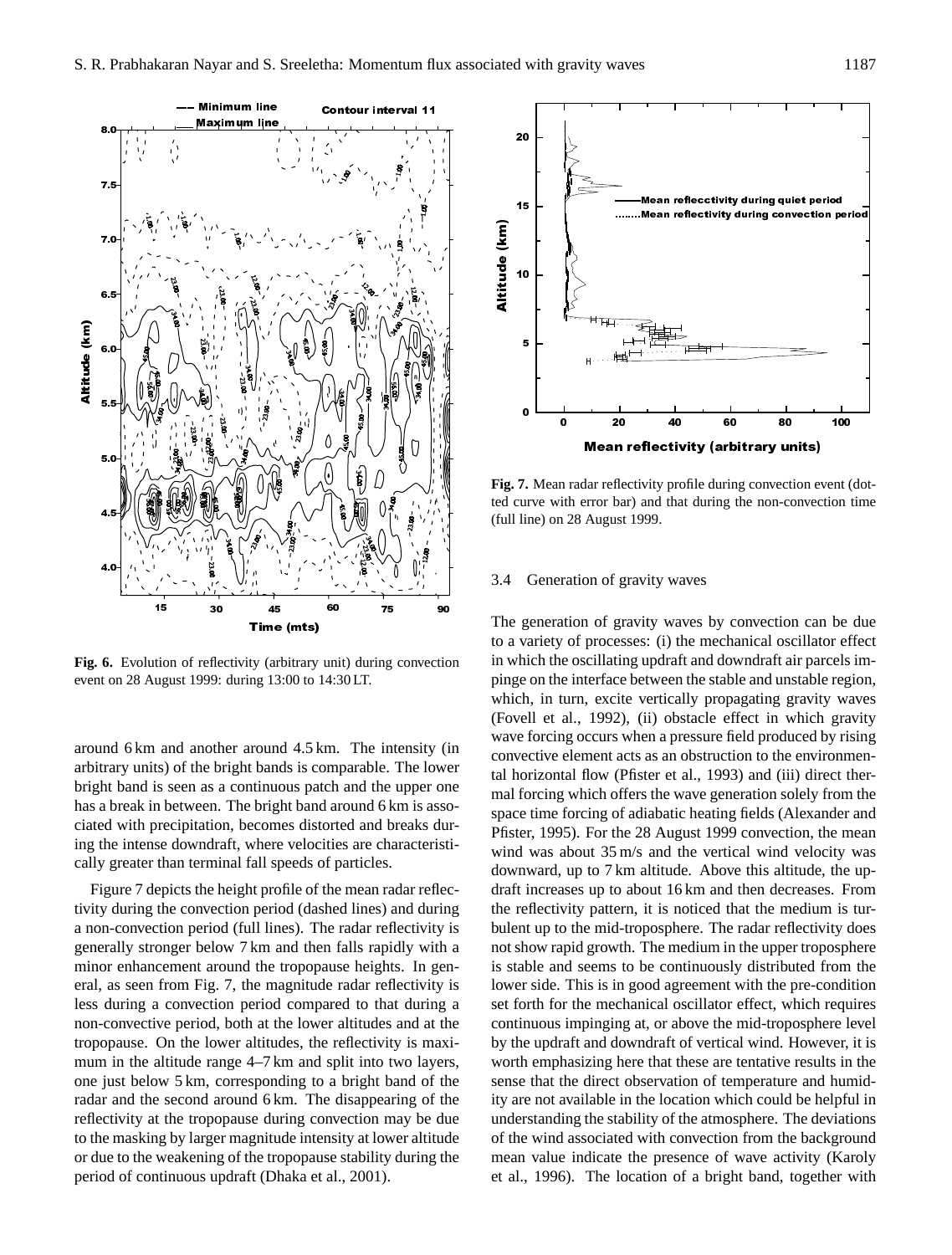**Fig. 6.** Evolution of reflectivity (arbitrary unit) during convection event on 28 August 1999: during 13:00 to 14:30 LT.

around 6 km and another around 4.5 km. The intensity (in arbitrary units) of the bright bands is comparable. The lower bright band is seen as a continuous patch and the upper one has a break in between. The bright band around 6 km is associated with precipitation, becomes distorted and breaks during the intense downdraft, where velocities are characteristically greater than terminal fall speeds of particles.

Figure 7 depicts the height profile of the mean radar reflectivity during the convection period (dashed lines) and during a non-convection period (full lines). The radar reflectivity is generally stronger below 7 km and then falls rapidly with a minor enhancement around the tropopause heights. In general, as seen from Fig. 7, the magnitude radar reflectivity is less during a convection period compared to that during a non-convective period, both at the lower altitudes and at the tropopause. On the lower altitudes, the reflectivity is maximum in the altitude range 4–7 km and split into two layers, one just below 5 km, corresponding to a bright band of the radar and the second around 6 km. The disappearing of the reflectivity at the tropopause during convection may be due to the masking by larger magnitude intensity at lower altitude or due to the weakening of the tropopause stability during the period of continuous updraft (Dhaka et al., 2001).

**Fig. 7.** Mean radar reflectivity profile during convection event (dotted curve with error bar) and that during the non-convection time (full line) on 28 August 1999.

### 3.4 Generation of gravity waves

The generation of gravity waves by convection can be due to a variety of processes: (i) the mechanical oscillator effect in which the oscillating updraft and downdraft air parcels impinge on the interface between the stable and unstable region, which, in turn, excite vertically propagating gravity waves (Fovell et al., 1992), (ii) obstacle effect in which gravity wave forcing occurs when a pressure field produced by rising convective element acts as an obstruction to the environmental horizontal flow (Pfister et al., 1993) and (iii) direct thermal forcing which offers the wave generation solely from the space time forcing of adiabatic heating fields (Alexander and Pfister, 1995). For the 28 August 1999 convection, the mean wind was about 35 m/s and the vertical wind velocity was downward, up to 7 km altitude. Above this altitude, the updraft increases up to about 16 km and then decreases. From the reflectivity pattern, it is noticed that the medium is turbulent up to the mid-troposphere. The radar reflectivity does not show rapid growth. The medium in the upper troposphere is stable and seems to be continuously distributed from the lower side. This is in good agreement with the pre-condition set forth for the mechanical oscillator effect, which requires continuous impinging at, or above the mid-troposphere level by the updraft and downdraft of vertical wind. However, it is worth emphasizing here that these are tentative results in the sense that the direct observation of temperature and humidity are not available in the location which could be helpful in understanding the stability of the atmosphere. The deviations of the wind associated with convection from the background mean value indicate the presence of wave activity (Karoly et al., 1996). The location of a bright band, together with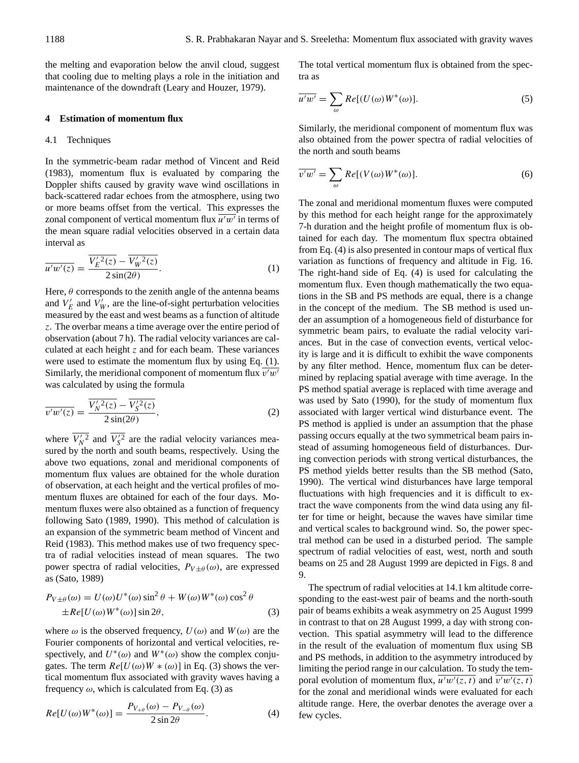the melting and evaporation below the anvil cloud, suggest that cooling due to melting plays a role in the initiation and maintenance of the downdraft (Leary and Houzer, 1979).

## 4 Estimation of momentum flux

### 4.1 Techniques

In the symmetric-beam radar method of Vincent and Reid (1983), momentum flux is evaluated by comparing the Doppler shifts caused by gravity wave wind oscillations in back-scattered radar echoes from the atmosphere, using two or more beams offset from the vertical. This expresses the zonal component of vertical momentum flux $\overline{u'w'}$ in terms of the mean square radial velocities observed in a certain data interval as

$$\overline{u'w'(z)} = \frac{\overline{V_E'^2(z)} - \overline{V_W'^2(z)}}{2\sin(2\theta)}. \tag{1}$$

Here, $\theta$ corresponds to the zenith angle of the antenna beams and $V_E'$ and $V_W'$, are the line-of-sight perturbation velocities measured by the east and west beams as a function of altitude $z$. The overbar means a time average over the entire period of observation (about 7 h). The radial velocity variances are calculated at each height $z$ and for each beam. These variances were used to estimate the momentum flux by using Eq. (1). Similarly, the meridional component of momentum flux $\overline{v'w'}$ was calculated by using the formula

$$\overline{v'w'(z)} = \frac{\overline{V_N'^2(z)} - \overline{V_S'^2(z)}}{2\sin(2\theta)}, \tag{2}$$

where $\overline{V_N'^2}$ and $\overline{V_S'^2}$ are the radial velocity variances measured by the north and south beams, respectively. Using the above two equations, zonal and meridional components of momentum flux values are obtained for the whole duration of observation, at each height and the vertical profiles of momentum fluxes are obtained for each of the four days. Momentum fluxes were also obtained as a function of frequency following Sato (1989, 1990). This method of calculation is an expansion of the symmetric beam method of Vincent and Reid (1983). This method makes use of two frequency spectra of radial velocities instead of mean squares. The two power spectra of radial velocities, $P_{V\pm\theta}(\omega)$, are expressed as (Sato, 1989)

$$P_{V\pm\theta}(\omega) = U(\omega)U^*(\omega)\sin^2\theta + W(\omega)W^*(\omega)\cos^2\theta \pm Re[U(\omega)W^*(\omega)]\sin 2\theta, \tag{3}$$

where $\omega$ is the observed frequency, $U(\omega)$ and $W(\omega)$ are the Fourier components of horizontal and vertical velocities, respectively, and $U^*(\omega)$ and $W^*(\omega)$ show the complex conjugates. The term $Re[U(\omega)W*(\omega)]$ in Eq. (3) shows the vertical momentum flux associated with gravity waves having a frequency $\omega$, which is calculated from Eq. (3) as

$$Re[U(\omega)W^*(\omega)] = \frac{P_{V_{+\theta}}(\omega) - P_{V_{-\theta}}(\omega)}{2\sin 2\theta}. \tag{4}$$

The total vertical momentum flux is obtained from the spectra as

$$\overline{u'w'} = \sum_{\omega} Re[(U(\omega)W^*(\omega)]. \tag{5}$$

Similarly, the meridional component of momentum flux was also obtained from the power spectra of radial velocities of the north and south beams

$$\overline{v'w'} = \sum_{\omega} Re[(V(\omega)W^*(\omega)]. \tag{6}$$

The zonal and meridional momentum fluxes were computed by this method for each height range for the approximately 7-h duration and the height profile of momentum flux is obtained for each day. The momentum flux spectra obtained from Eq. (4) is also presented in contour maps of vertical flux variation as functions of frequency and altitude in Fig. 16. The right-hand side of Eq. (4) is used for calculating the momentum flux. Even though mathematically the two equations in the SB and PS methods are equal, there is a change in the concept of the medium. The SB method is used under an assumption of a homogeneous field of disturbance for symmetric beam pairs, to evaluate the radial velocity variances. But in the case of convection events, vertical velocity is large and it is difficult to exhibit the wave components by any filter method. Hence, momentum flux can be determined by replacing spatial average with time average. In the PS method spatial average is replaced with time average and was used by Sato (1990), for the study of momentum flux associated with larger vertical wind disturbance event. The PS method is applied is under an assumption that the phase passing occurs equally at the two symmetrical beam pairs instead of assuming homogeneous field of disturbances. During convection periods with strong vertical disturbances, the PS method yields better results than the SB method (Sato, 1990). The vertical wind disturbances have large temporal fluctuations with high frequencies and it is difficult to extract the wave components from the wind data using any filter for time or height, because the waves have similar time and vertical scales to background wind. So, the power spectral method can be used in a disturbed period. The sample spectrum of radial velocities of east, west, north and south beams on 25 and 28 August 1999 are depicted in Figs. 8 and 9.

The spectrum of radial velocities at 14.1 km altitude corresponding to the east-west pair of beams and the north-south pair of beams exhibits a weak asymmetry on 25 August 1999 in contrast to that on 28 August 1999, a day with strong convection. This spatial asymmetry will lead to the difference in the result of the evaluation of momentum flux using SB and PS methods, in addition to the asymmetry introduced by limiting the period range in our calculation. To study the temporal evolution of momentum flux, $\overline{u'w'(z,t)}$ and $\overline{v'w'(z,t)}$ for the zonal and meridional winds were evaluated for each altitude range. Here, the overbar denotes the average over a few cycles.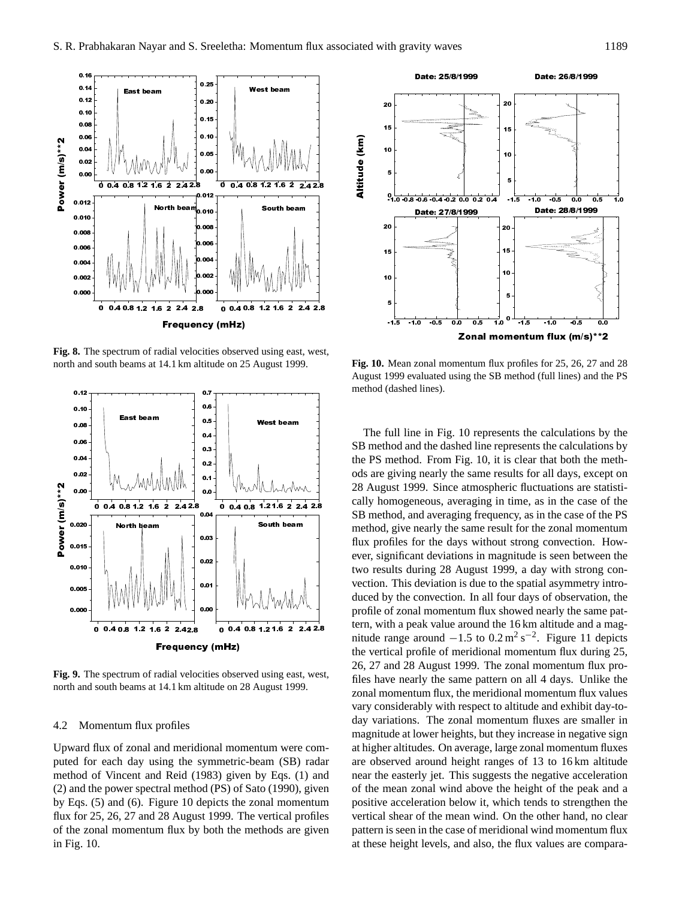**Fig. 8.** The spectrum of radial velocities observed using east, west, north and south beams at 14.1 km altitude on 25 August 1999.

**Fig. 9.** The spectrum of radial velocities observed using east, west, north and south beams at 14.1 km altitude on 28 August 1999.

### 4.2 Momentum flux profiles

Upward flux of zonal and meridional momentum were computed for each day using the symmetric-beam (SB) radar method of Vincent and Reid (1983) given by Eqs. (1) and (2) and the power spectral method (PS) of Sato (1990), given by Eqs. (5) and (6). Figure 10 depicts the zonal momentum flux for 25, 26, 27 and 28 August 1999. The vertical profiles of the zonal momentum flux by both the methods are given in Fig. 10.

**Fig. 10.** Mean zonal momentum flux profiles for 25, 26, 27 and 28 August 1999 evaluated using the SB method (full lines) and the PS method (dashed lines).

The full line in Fig. 10 represents the calculations by the SB method and the dashed line represents the calculations by the PS method. From Fig. 10, it is clear that both the methods are giving nearly the same results for all days, except on 28 August 1999. Since atmospheric fluctuations are statistically homogeneous, averaging in time, as in the case of the SB method, and averaging frequency, as in the case of the PS method, give nearly the same result for the zonal momentum flux profiles for the days without strong convection. However, significant deviations in magnitude is seen between the two results during 28 August 1999, a day with strong convection. This deviation is due to the spatial asymmetry introduced by the convection. In all four days of observation, the profile of zonal momentum flux showed nearly the same pattern, with a peak value around the 16 km altitude and a magnitude range around $-1.5$ to $0.2\,\mathrm{m}^2\,\mathrm{s}^{-2}$. Figure 11 depicts the vertical profile of meridional momentum flux during 25, 26, 27 and 28 August 1999. The zonal momentum flux profiles have nearly the same pattern on all 4 days. Unlike the zonal momentum flux, the meridional momentum flux values vary considerably with respect to altitude and exhibit day-to-day variations. The zonal momentum fluxes are smaller in magnitude at lower heights, but they increase in negative sign at higher altitudes. On average, large zonal momentum fluxes are observed around height ranges of 13 to 16 km altitude near the easterly jet. This suggests the negative acceleration of the mean zonal wind above the height of the peak and a positive acceleration below it, which tends to strengthen the vertical shear of the mean wind. On the other hand, no clear pattern is seen in the case of meridional wind momentum flux at these height levels, and also, the flux values are compara-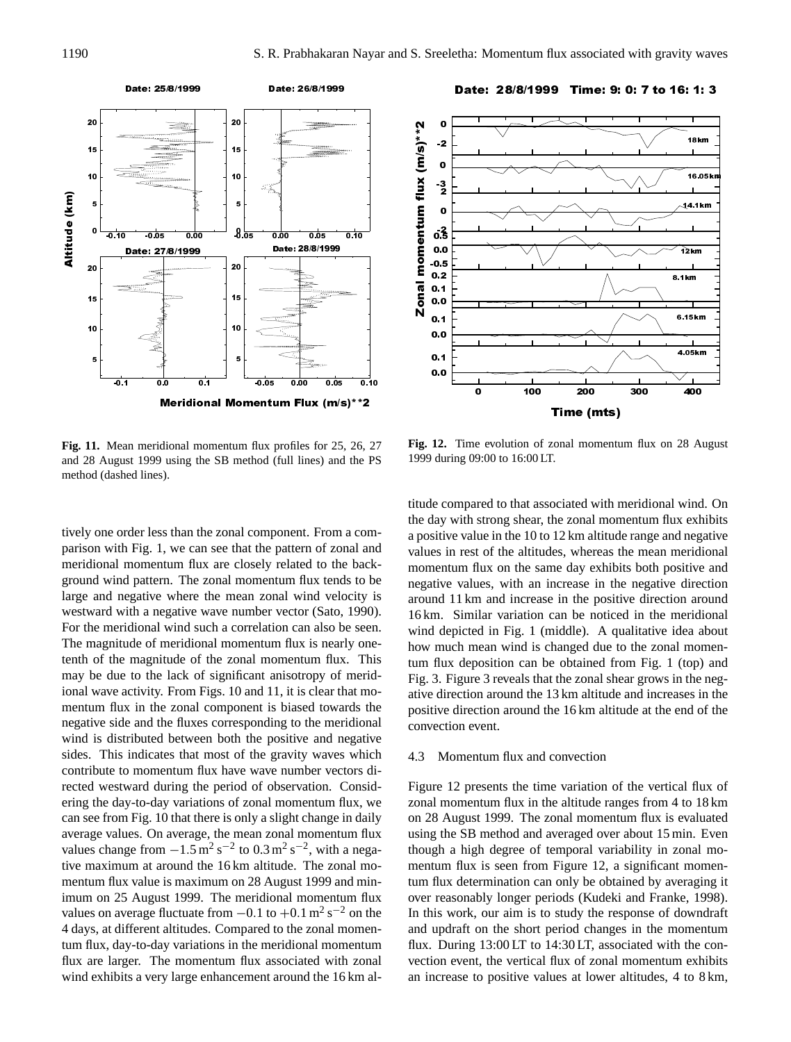**Fig. 11.** Mean meridional momentum flux profiles for 25, 26, 27 and 28 August 1999 using the SB method (full lines) and the PS method (dashed lines).

**Fig. 12.** Time evolution of zonal momentum flux on 28 August 1999 during 09:00 to 16:00 LT.

tively one order less than the zonal component. From a comparison with Fig. 1, we can see that the pattern of zonal and meridional momentum flux are closely related to the background wind pattern. The zonal momentum flux tends to be large and negative where the mean zonal wind velocity is westward with a negative wave number vector (Sato, 1990). For the meridional wind such a correlation can also be seen. The magnitude of meridional momentum flux is nearly one-tenth of the magnitude of the zonal momentum flux. This may be due to the lack of significant anisotropy of meridional wave activity. From Figs. 10 and 11, it is clear that momentum flux in the zonal component is biased towards the negative side and the fluxes corresponding to the meridional wind is distributed between both the positive and negative sides. This indicates that most of the gravity waves which contribute to momentum flux have wave number vectors directed westward during the period of observation. Considering the day-to-day variations of zonal momentum flux, we can see from Fig. 10 that there is only a slight change in daily average values. On average, the mean zonal momentum flux values change from $-1.5\,\mathrm{m^2\,s^{-2}}$ to $0.3\,\mathrm{m^2\,s^{-2}}$, with a negative maximum at around the 16 km altitude. The zonal momentum flux value is maximum on 28 August 1999 and minimum on 25 August 1999. The meridional momentum flux values on average fluctuate from $-0.1$ to $+0.1\,\mathrm{m^2\,s^{-2}}$ on the 4 days, at different altitudes. Compared to the zonal momentum flux, day-to-day variations in the meridional momentum flux are larger. The momentum flux associated with zonal wind exhibits a very large enhancement around the 16 km altitude compared to that associated with meridional wind. On the day with strong shear, the zonal momentum flux exhibits a positive value in the 10 to 12 km altitude range and negative values in rest of the altitudes, whereas the mean meridional momentum flux on the same day exhibits both positive and negative values, with an increase in the negative direction around 11 km and increase in the positive direction around 16 km. Similar variation can be noticed in the meridional wind depicted in Fig. 1 (middle). A qualitative idea about how much mean wind is changed due to the zonal momentum flux deposition can be obtained from Fig. 1 (top) and Fig. 3. Figure 3 reveals that the zonal shear grows in the negative direction around the 13 km altitude and increases in the positive direction around the 16 km altitude at the end of the convection event.

### 4.3 Momentum flux and convection

Figure 12 presents the time variation of the vertical flux of zonal momentum flux in the altitude ranges from 4 to 18 km on 28 August 1999. The zonal momentum flux is evaluated using the SB method and averaged over about 15 min. Even though a high degree of temporal variability in zonal momentum flux is seen from Figure 12, a significant momentum flux determination can only be obtained by averaging it over reasonably longer periods (Kudeki and Franke, 1998). In this work, our aim is to study the response of downdraft and updraft on the short period changes in the momentum flux. During 13:00 LT to 14:30 LT, associated with the convection event, the vertical flux of zonal momentum exhibits an increase to positive values at lower altitudes, 4 to 8 km,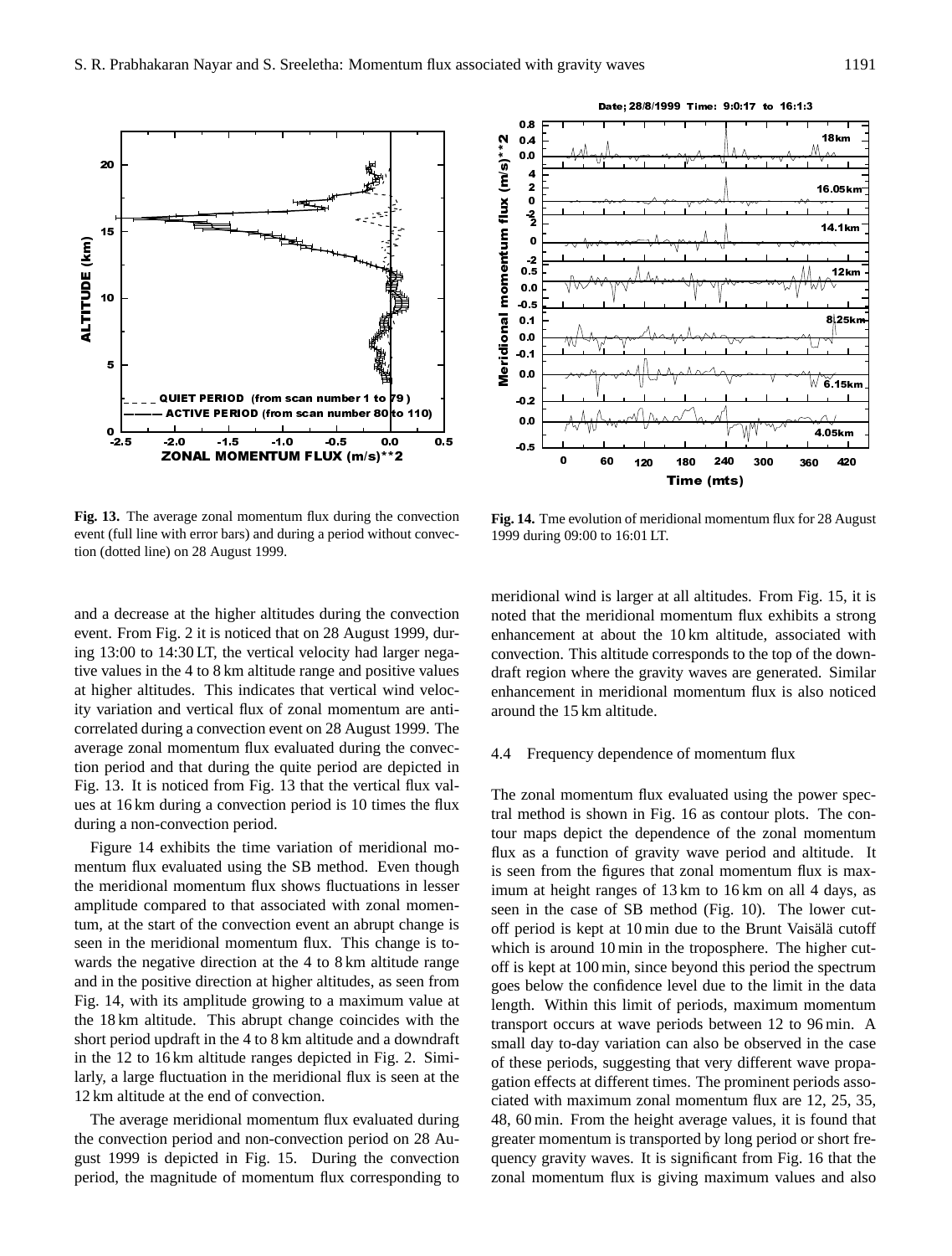Fig. 13. The average zonal momentum flux during the convection event (full line with error bars) and during a period without convection (dotted line) on 28 August 1999.

Fig. 14. Tme evolution of meridional momentum flux for 28 August 1999 during 09:00 to 16:01 LT.

and a decrease at the higher altitudes during the convection event. From Fig. 2 it is noticed that on 28 August 1999, during 13:00 to 14:30 LT, the vertical velocity had larger negative values in the 4 to 8 km altitude range and positive values at higher altitudes. This indicates that vertical wind velocity variation and vertical flux of zonal momentum are anti-correlated during a convection event on 28 August 1999. The average zonal momentum flux evaluated during the convection period and that during the quite period are depicted in Fig. 13. It is noticed from Fig. 13 that the vertical flux values at 16 km during a convection period is 10 times the flux during a non-convection period.

Figure 14 exhibits the time variation of meridional momentum flux evaluated using the SB method. Even though the meridional momentum flux shows fluctuations in lesser amplitude compared to that associated with zonal momentum, at the start of the convection event an abrupt change is seen in the meridional momentum flux. This change is towards the negative direction at the 4 to 8 km altitude range and in the positive direction at higher altitudes, as seen from Fig. 14, with its amplitude growing to a maximum value at the 18 km altitude. This abrupt change coincides with the short period updraft in the 4 to 8 km altitude and a downdraft in the 12 to 16 km altitude ranges depicted in Fig. 2. Similarly, a large fluctuation in the meridional flux is seen at the 12 km altitude at the end of convection.

The average meridional momentum flux evaluated during the convection period and non-convection period on 28 August 1999 is depicted in Fig. 15. During the convection period, the magnitude of momentum flux corresponding to meridional wind is larger at all altitudes. From Fig. 15, it is noted that the meridional momentum flux exhibits a strong enhancement at about the 10 km altitude, associated with convection. This altitude corresponds to the top of the downdraft region where the gravity waves are generated. Similar enhancement in meridional momentum flux is also noticed around the 15 km altitude.

### 4.4 Frequency dependence of momentum flux

The zonal momentum flux evaluated using the power spectral method is shown in Fig. 16 as contour plots. The contour maps depict the dependence of the zonal momentum flux as a function of gravity wave period and altitude. It is seen from the figures that zonal momentum flux is maximum at height ranges of 13 km to 16 km on all 4 days, as seen in the case of SB method (Fig. 10). The lower cutoff period is kept at 10 min due to the Brunt Vaisälä cutoff which is around 10 min in the troposphere. The higher cutoff is kept at 100 min, since beyond this period the spectrum goes below the confidence level due to the limit in the data length. Within this limit of periods, maximum momentum transport occurs at wave periods between 12 to 96 min. A small day to-day variation can also be observed in the case of these periods, suggesting that very different wave propagation effects at different times. The prominent periods associated with maximum zonal momentum flux are 12, 25, 35, 48, 60 min. From the height average values, it is found that greater momentum is transported by long period or short frequency gravity waves. It is significant from Fig. 16 that the zonal momentum flux is giving maximum values and also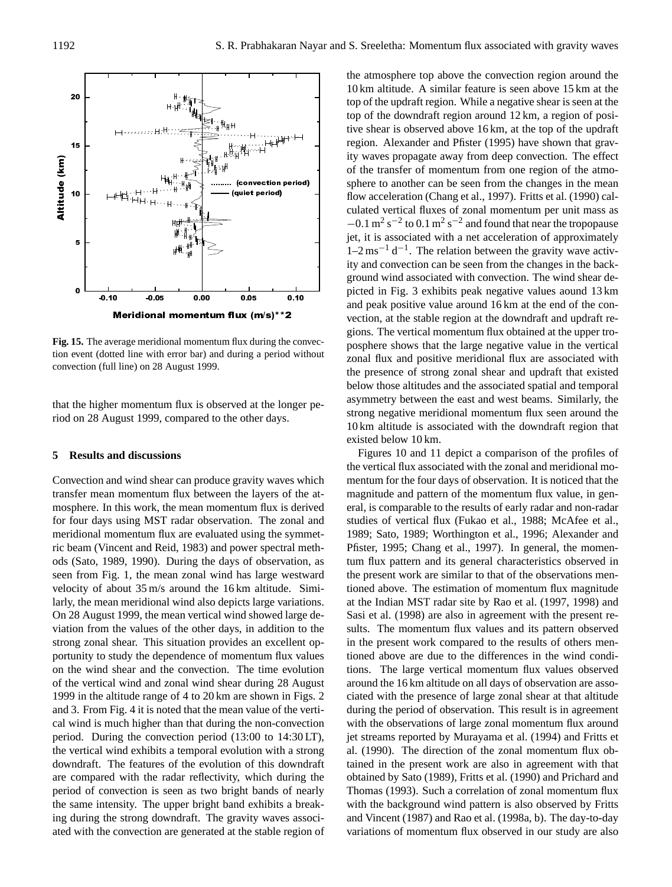**Fig. 15.** The average meridional momentum flux during the convection event (dotted line with error bar) and during a period without convection (full line) on 28 August 1999.

that the higher momentum flux is observed at the longer period on 28 August 1999, compared to the other days.

## 5 Results and discussions

Convection and wind shear can produce gravity waves which transfer mean momentum flux between the layers of the atmosphere. In this work, the mean momentum flux is derived for four days using MST radar observation. The zonal and meridional momentum flux are evaluated using the symmetric beam (Vincent and Reid, 1983) and power spectral methods (Sato, 1989, 1990). During the days of observation, as seen from Fig. 1, the mean zonal wind has large westward velocity of about 35 m/s around the 16 km altitude. Similarly, the mean meridional wind also depicts large variations. On 28 August 1999, the mean vertical wind showed large deviation from the values of the other days, in addition to the strong zonal shear. This situation provides an excellent opportunity to study the dependence of momentum flux values on the wind shear and the convection. The time evolution of the vertical wind and zonal wind shear during 28 August 1999 in the altitude range of 4 to 20 km are shown in Figs. 2 and 3. From Fig. 4 it is noted that the mean value of the vertical wind is much higher than that during the non-convection period. During the convection period (13:00 to 14:30 LT), the vertical wind exhibits a temporal evolution with a strong downdraft. The features of the evolution of this downdraft are compared with the radar reflectivity, which during the period of convection is seen as two bright bands of nearly the same intensity. The upper bright band exhibits a breaking during the strong downdraft. The gravity waves associated with the convection are generated at the stable region of the atmosphere top above the convection region around the 10 km altitude. A similar feature is seen above 15 km at the top of the updraft region. While a negative shear is seen at the top of the downdraft region around 12 km, a region of positive shear is observed above 16 km, at the top of the updraft region. Alexander and Pfister (1995) have shown that gravity waves propagate away from deep convection. The effect of the transfer of momentum from one region of the atmosphere to another can be seen from the changes in the mean flow acceleration (Chang et al., 1997). Fritts et al. (1990) calculated vertical fluxes of zonal momentum per unit mass as $-0.1\,\mathrm{m^2\,s^{-2}}$ to $0.1\,\mathrm{m^2\,s^{-2}}$ and found that near the tropopause jet, it is associated with a net acceleration of approximately $1$–$2\,\mathrm{m\,s^{-1}\,d^{-1}}$. The relation between the gravity wave activity and convection can be seen from the changes in the background wind associated with convection. The wind shear depicted in Fig. 3 exhibits peak negative values aound 13 km and peak positive value around 16 km at the end of the convection, at the stable region at the downdraft and updraft regions. The vertical momentum flux obtained at the upper troposphere shows that the large negative value in the vertical zonal flux and positive meridional flux are associated with the presence of strong zonal shear and updraft that existed below those altitudes and the associated spatial and temporal asymmetry between the east and west beams. Similarly, the strong negative meridional momentum flux seen around the 10 km altitude is associated with the downdraft region that existed below 10 km.

Figures 10 and 11 depict a comparison of the profiles of the vertical flux associated with the zonal and meridional momentum for the four days of observation. It is noticed that the magnitude and pattern of the momentum flux value, in general, is comparable to the results of early radar and non-radar studies of vertical flux (Fukao et al., 1988; McAfee et al., 1989; Sato, 1989; Worthington et al., 1996; Alexander and Pfister, 1995; Chang et al., 1997). In general, the momentum flux pattern and its general characteristics observed in the present work are similar to that of the observations mentioned above. The estimation of momentum flux magnitude at the Indian MST radar site by Rao et al. (1997, 1998) and Sasi et al. (1998) are also in agreement with the present results. The momentum flux values and its pattern observed in the present work compared to the results of others mentioned above are due to the differences in the wind conditions. The large vertical momentum flux values observed around the 16 km altitude on all days of observation are associated with the presence of large zonal shear at that altitude during the period of observation. This result is in agreement with the observations of large zonal momentum flux around jet streams reported by Murayama et al. (1994) and Fritts et al. (1990). The direction of the zonal momentum flux obtained in the present work are also in agreement with that obtained by Sato (1989), Fritts et al. (1990) and Prichard and Thomas (1993). Such a correlation of zonal momentum flux with the background wind pattern is also observed by Fritts and Vincent (1987) and Rao et al. (1998a, b). The day-to-day variations of momentum flux observed in our study are also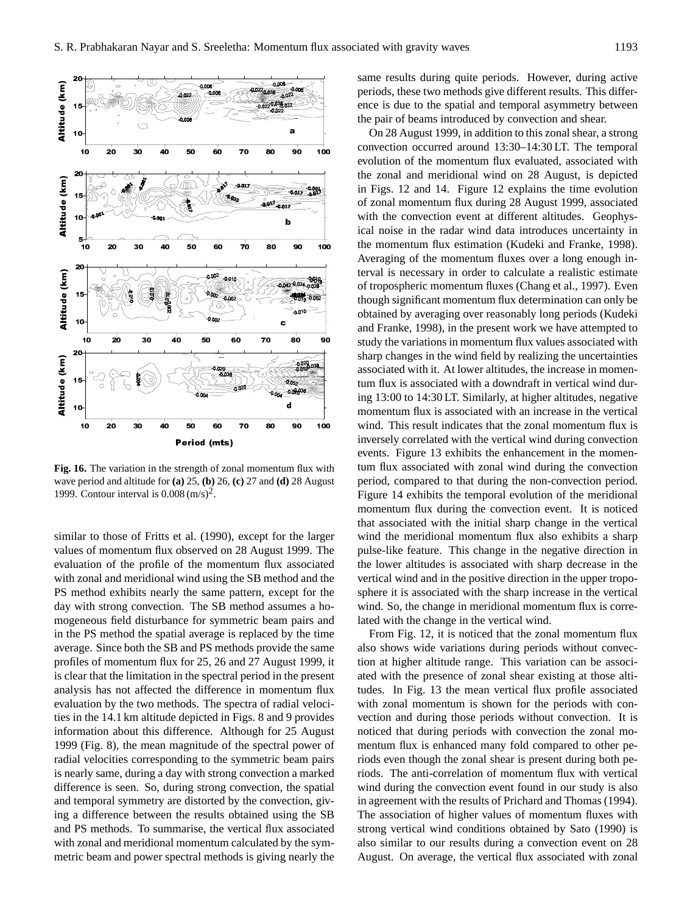**Fig. 16.** The variation in the strength of zonal momentum flux with wave period and altitude for **(a)** 25, **(b)** 26, **(c)** 27 and **(d)** 28 August 1999. Contour interval is $0.008\,(\mathrm{m/s})^2$.

similar to those of Fritts et al. (1990), except for the larger values of momentum flux observed on 28 August 1999. The evaluation of the profile of the momentum flux associated with zonal and meridional wind using the SB method and the PS method exhibits nearly the same pattern, except for the day with strong convection. The SB method assumes a homogeneous field disturbance for symmetric beam pairs and in the PS method the spatial average is replaced by the time average. Since both the SB and PS methods provide the same profiles of momentum flux for 25, 26 and 27 August 1999, it is clear that the limitation in the spectral period in the present analysis has not affected the difference in momentum flux evaluation by the two methods. The spectra of radial velocities in the 14.1 km altitude depicted in Figs. 8 and 9 provides information about this difference. Although for 25 August 1999 (Fig. 8), the mean magnitude of the spectral power of radial velocities corresponding to the symmetric beam pairs is nearly same, during a day with strong convection a marked difference is seen. So, during strong convection, the spatial and temporal symmetry are distorted by the convection, giving a difference between the results obtained using the SB and PS methods. To summarise, the vertical flux associated with zonal and meridional momentum calculated by the symmetric beam and power spectral methods is giving nearly the same results during quite periods. However, during active periods, these two methods give different results. This difference is due to the spatial and temporal asymmetry between the pair of beams introduced by convection and shear.

On 28 August 1999, in addition to this zonal shear, a strong convection occurred around 13:30–14:30 LT. The temporal evolution of the momentum flux evaluated, associated with the zonal and meridional wind on 28 August, is depicted in Figs. 12 and 14. Figure 12 explains the time evolution of zonal momentum flux during 28 August 1999, associated with the convection event at different altitudes. Geophysical noise in the radar wind data introduces uncertainty in the momentum flux estimation (Kudeki and Franke, 1998). Averaging of the momentum fluxes over a long enough interval is necessary in order to calculate a realistic estimate of tropospheric momentum fluxes (Chang et al., 1997). Even though significant momentum flux determination can only be obtained by averaging over reasonably long periods (Kudeki and Franke, 1998), in the present work we have attempted to study the variations in momentum flux values associated with sharp changes in the wind field by realizing the uncertainties associated with it. At lower altitudes, the increase in momentum flux is associated with a downdraft in vertical wind during 13:00 to 14:30 LT. Similarly, at higher altitudes, negative momentum flux is associated with an increase in the vertical wind. This result indicates that the zonal momentum flux is inversely correlated with the vertical wind during convection events. Figure 13 exhibits the enhancement in the momentum flux associated with zonal wind during the convection period, compared to that during the non-convection period. Figure 14 exhibits the temporal evolution of the meridional momentum flux during the convection event. It is noticed that associated with the initial sharp change in the vertical wind the meridional momentum flux also exhibits a sharp pulse-like feature. This change in the negative direction in the lower altitudes is associated with sharp decrease in the vertical wind and in the positive direction in the upper troposphere it is associated with the sharp increase in the vertical wind. So, the change in meridional momentum flux is correlated with the change in the vertical wind.

From Fig. 12, it is noticed that the zonal momentum flux also shows wide variations during periods without convection at higher altitude range. This variation can be associated with the presence of zonal shear existing at those altitudes. In Fig. 13 the mean vertical flux profile associated with zonal momentum is shown for the periods with convection and during those periods without convection. It is noticed that during periods with convection the zonal momentum flux is enhanced many fold compared to other periods even though the zonal shear is present during both periods. The anti-correlation of momentum flux with vertical wind during the convection event found in our study is also in agreement with the results of Prichard and Thomas (1994). The association of higher values of momentum fluxes with strong vertical wind conditions obtained by Sato (1990) is also similar to our results during a convection event on 28 August. On average, the vertical flux associated with zonal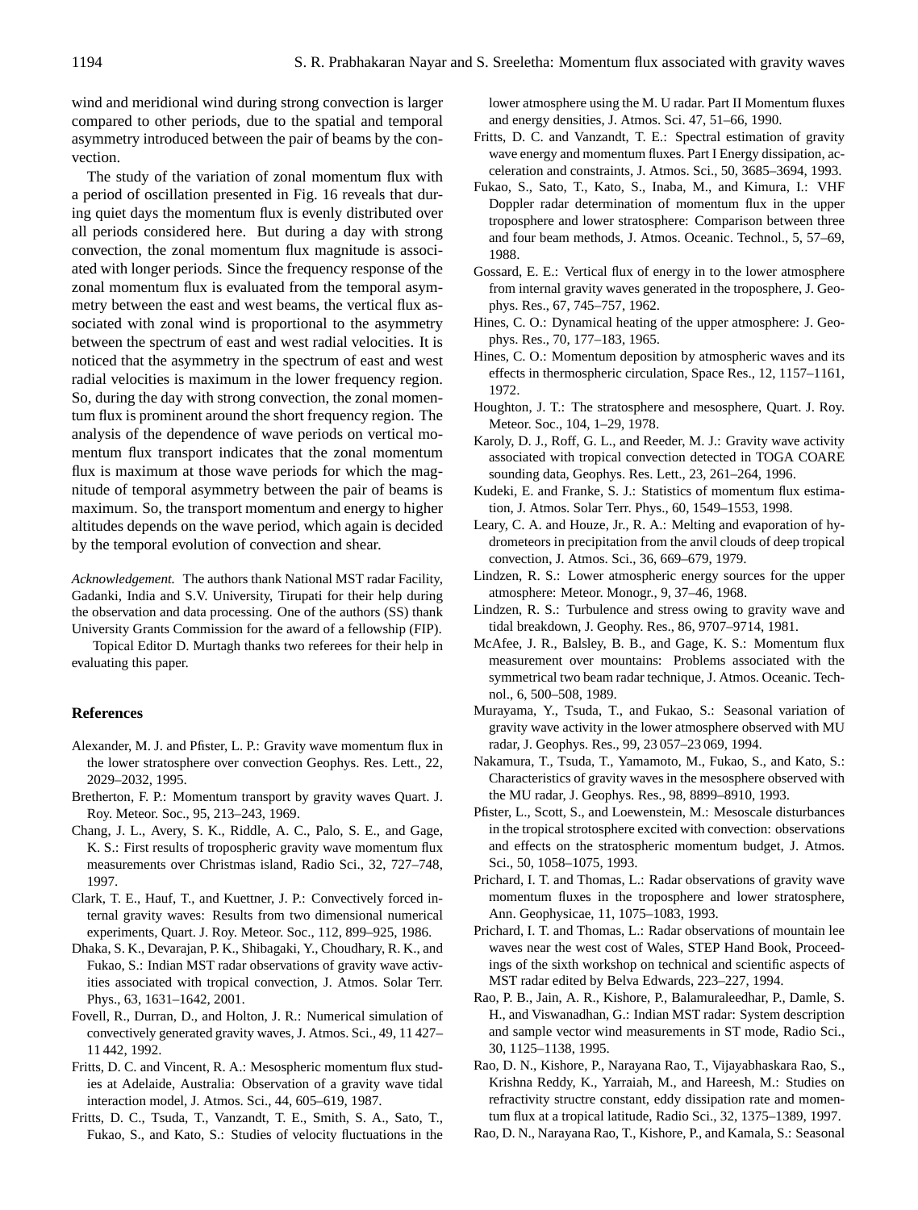wind and meridional wind during strong convection is larger compared to other periods, due to the spatial and temporal asymmetry introduced between the pair of beams by the convection.

The study of the variation of zonal momentum flux with a period of oscillation presented in Fig. 16 reveals that during quiet days the momentum flux is evenly distributed over all periods considered here. But during a day with strong convection, the zonal momentum flux magnitude is associated with longer periods. Since the frequency response of the zonal momentum flux is evaluated from the temporal asymmetry between the east and west beams, the vertical flux associated with zonal wind is proportional to the asymmetry between the spectrum of east and west radial velocities. It is noticed that the asymmetry in the spectrum of east and west radial velocities is maximum in the lower frequency region. So, during the day with strong convection, the zonal momentum flux is prominent around the short frequency region. The analysis of the dependence of wave periods on vertical momentum flux transport indicates that the zonal momentum flux is maximum at those wave periods for which the magnitude of temporal asymmetry between the pair of beams is maximum. So, the transport momentum and energy to higher altitudes depends on the wave period, which again is decided by the temporal evolution of convection and shear.

*Acknowledgement.* The authors thank National MST radar Facility, Gadanki, India and S.V. University, Tirupati for their help during the observation and data processing. One of the authors (SS) thank University Grants Commission for the award of a fellowship (FIP).

Topical Editor D. Murtagh thanks two referees for their help in evaluating this paper.

## References

Alexander, M. J. and Pfister, L. P.: Gravity wave momentum flux in the lower stratosphere over convection Geophys. Res. Lett., 22, 2029–2032, 1995.

Bretherton, F. P.: Momentum transport by gravity waves Quart. J. Roy. Meteor. Soc., 95, 213–243, 1969.

Chang, J. L., Avery, S. K., Riddle, A. C., Palo, S. E., and Gage, K. S.: First results of tropospheric gravity wave momentum flux measurements over Christmas island, Radio Sci., 32, 727–748, 1997.

Clark, T. E., Hauf, T., and Kuettner, J. P.: Convectively forced internal gravity waves: Results from two dimensional numerical experiments, Quart. J. Roy. Meteor. Soc., 112, 899–925, 1986.

Dhaka, S. K., Devarajan, P. K., Shibagaki, Y., Choudhary, R. K., and Fukao, S.: Indian MST radar observations of gravity wave activities associated with tropical convection, J. Atmos. Solar Terr. Phys., 63, 1631–1642, 2001.

Fovell, R., Durran, D., and Holton, J. R.: Numerical simulation of convectively generated gravity waves, J. Atmos. Sci., 49, 11 427–11 442, 1992.

Fritts, D. C. and Vincent, R. A.: Mesospheric momentum flux studies at Adelaide, Australia: Observation of a gravity wave tidal interaction model, J. Atmos. Sci., 44, 605–619, 1987.

Fritts, D. C., Tsuda, T., Vanzandt, T. E., Smith, S. A., Sato, T., Fukao, S., and Kato, S.: Studies of velocity fluctuations in the lower atmosphere using the M. U radar. Part II Momentum fluxes and energy densities, J. Atmos. Sci. 47, 51–66, 1990.

Fritts, D. C. and Vanzandt, T. E.: Spectral estimation of gravity wave energy and momentum fluxes. Part I Energy dissipation, acceleration and constraints, J. Atmos. Sci., 50, 3685–3694, 1993.

Fukao, S., Sato, T., Kato, S., Inaba, M., and Kimura, I.: VHF Doppler radar determination of momentum flux in the upper troposphere and lower stratosphere: Comparison between three and four beam methods, J. Atmos. Oceanic. Technol., 5, 57–69, 1988.

Gossard, E. E.: Vertical flux of energy in to the lower atmosphere from internal gravity waves generated in the troposphere, J. Geophys. Res., 67, 745–757, 1962.

Hines, C. O.: Dynamical heating of the upper atmosphere: J. Geophys. Res., 70, 177–183, 1965.

Hines, C. O.: Momentum deposition by atmospheric waves and its effects in thermospheric circulation, Space Res., 12, 1157–1161, 1972.

Houghton, J. T.: The stratosphere and mesosphere, Quart. J. Roy. Meteor. Soc., 104, 1–29, 1978.

Karoly, D. J., Roff, G. L., and Reeder, M. J.: Gravity wave activity associated with tropical convection detected in TOGA COARE sounding data, Geophys. Res. Lett., 23, 261–264, 1996.

Kudeki, E. and Franke, S. J.: Statistics of momentum flux estimation, J. Atmos. Solar Terr. Phys., 60, 1549–1553, 1998.

Leary, C. A. and Houze, Jr., R. A.: Melting and evaporation of hydrometeors in precipitation from the anvil clouds of deep tropical convection, J. Atmos. Sci., 36, 669–679, 1979.

Lindzen, R. S.: Lower atmospheric energy sources for the upper atmosphere: Meteor. Monogr., 9, 37–46, 1968.

Lindzen, R. S.: Turbulence and stress owing to gravity wave and tidal breakdown, J. Geophy. Res., 86, 9707–9714, 1981.

McAfee, J. R., Balsley, B. B., and Gage, K. S.: Momentum flux measurement over mountains: Problems associated with the symmetrical two beam radar technique, J. Atmos. Oceanic. Technol., 6, 500–508, 1989.

Murayama, Y., Tsuda, T., and Fukao, S.: Seasonal variation of gravity wave activity in the lower atmosphere observed with MU radar, J. Geophys. Res., 99, 23 057–23 069, 1994.

Nakamura, T., Tsuda, T., Yamamoto, M., Fukao, S., and Kato, S.: Characteristics of gravity waves in the mesosphere observed with the MU radar, J. Geophys. Res., 98, 8899–8910, 1993.

Pfister, L., Scott, S., and Loewenstein, M.: Mesoscale disturbances in the tropical strotosphere excited with convection: observations and effects on the stratospheric momentum budget, J. Atmos. Sci., 50, 1058–1075, 1993.

Prichard, I. T. and Thomas, L.: Radar observations of gravity wave momentum fluxes in the troposphere and lower stratosphere, Ann. Geophysicae, 11, 1075–1083, 1993.

Prichard, I. T. and Thomas, L.: Radar observations of mountain lee waves near the west cost of Wales, STEP Hand Book, Proceedings of the sixth workshop on technical and scientific aspects of MST radar edited by Belva Edwards, 223–227, 1994.

Rao, P. B., Jain, A. R., Kishore, P., Balamuraleedhar, P., Damle, S. H., and Viswanadhan, G.: Indian MST radar: System description and sample vector wind measurements in ST mode, Radio Sci., 30, 1125–1138, 1995.

Rao, D. N., Kishore, P., Narayana Rao, T., Vijayabhaskara Rao, S., Krishna Reddy, K., Yarraiah, M., and Hareesh, M.: Studies on refractivity structre constant, eddy dissipation rate and momentum flux at a tropical latitude, Radio Sci., 32, 1375–1389, 1997.

Rao, D. N., Narayana Rao, T., Kishore, P., and Kamala, S.: Seasonal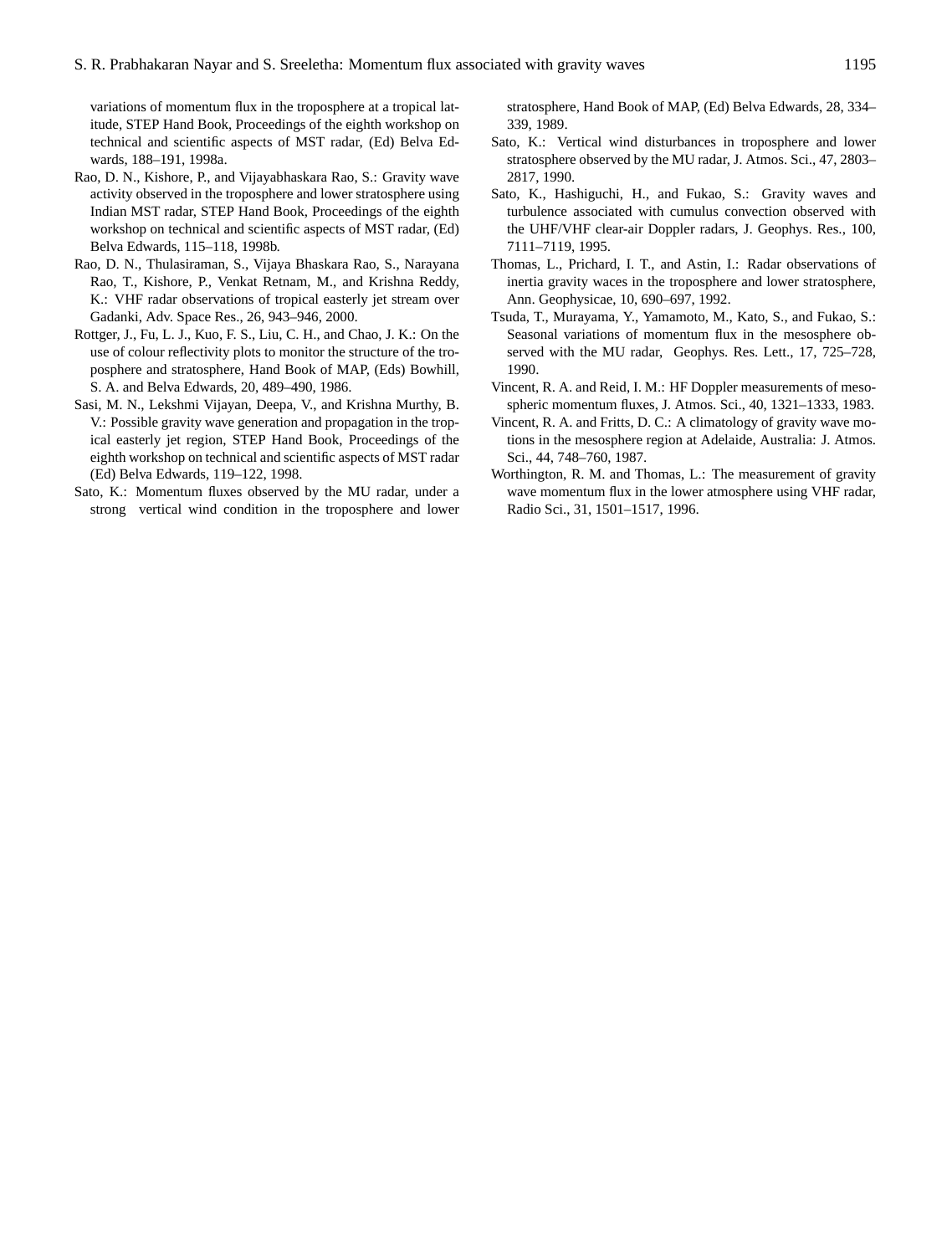variations of momentum flux in the troposphere at a tropical latitude, STEP Hand Book, Proceedings of the eighth workshop on technical and scientific aspects of MST radar, (Ed) Belva Edwards, 188–191, 1998a.

Rao, D. N., Kishore, P., and Vijayabhaskara Rao, S.: Gravity wave activity observed in the troposphere and lower stratosphere using Indian MST radar, STEP Hand Book, Proceedings of the eighth workshop on technical and scientific aspects of MST radar, (Ed) Belva Edwards, 115–118, 1998b.

Rao, D. N., Thulasiraman, S., Vijaya Bhaskara Rao, S., Narayana Rao, T., Kishore, P., Venkat Retnam, M., and Krishna Reddy, K.: VHF radar observations of tropical easterly jet stream over Gadanki, Adv. Space Res., 26, 943–946, 2000.

Rottger, J., Fu, L. J., Kuo, F. S., Liu, C. H., and Chao, J. K.: On the use of colour reflectivity plots to monitor the structure of the troposphere and stratosphere, Hand Book of MAP, (Eds) Bowhill, S. A. and Belva Edwards, 20, 489–490, 1986.

Sasi, M. N., Lekshmi Vijayan, Deepa, V., and Krishna Murthy, B. V.: Possible gravity wave generation and propagation in the tropical easterly jet region, STEP Hand Book, Proceedings of the eighth workshop on technical and scientific aspects of MST radar (Ed) Belva Edwards, 119–122, 1998.

Sato, K.: Momentum fluxes observed by the MU radar, under a strong vertical wind condition in the troposphere and lower stratosphere, Hand Book of MAP, (Ed) Belva Edwards, 28, 334–339, 1989.

Sato, K.: Vertical wind disturbances in troposphere and lower stratosphere observed by the MU radar, J. Atmos. Sci., 47, 2803–2817, 1990.

Sato, K., Hashiguchi, H., and Fukao, S.: Gravity waves and turbulence associated with cumulus convection observed with the UHF/VHF clear-air Doppler radars, J. Geophys. Res., 100, 7111–7119, 1995.

Thomas, L., Prichard, I. T., and Astin, I.: Radar observations of inertia gravity waces in the troposphere and lower stratosphere, Ann. Geophysicae, 10, 690–697, 1992.

Tsuda, T., Murayama, Y., Yamamoto, M., Kato, S., and Fukao, S.: Seasonal variations of momentum flux in the mesosphere observed with the MU radar, Geophys. Res. Lett., 17, 725–728, 1990.

Vincent, R. A. and Reid, I. M.: HF Doppler measurements of mesospheric momentum fluxes, J. Atmos. Sci., 40, 1321–1333, 1983.

Vincent, R. A. and Fritts, D. C.: A climatology of gravity wave motions in the mesosphere region at Adelaide, Australia: J. Atmos. Sci., 44, 748–760, 1987.

Worthington, R. M. and Thomas, L.: The measurement of gravity wave momentum flux in the lower atmosphere using VHF radar, Radio Sci., 31, 1501–1517, 1996.